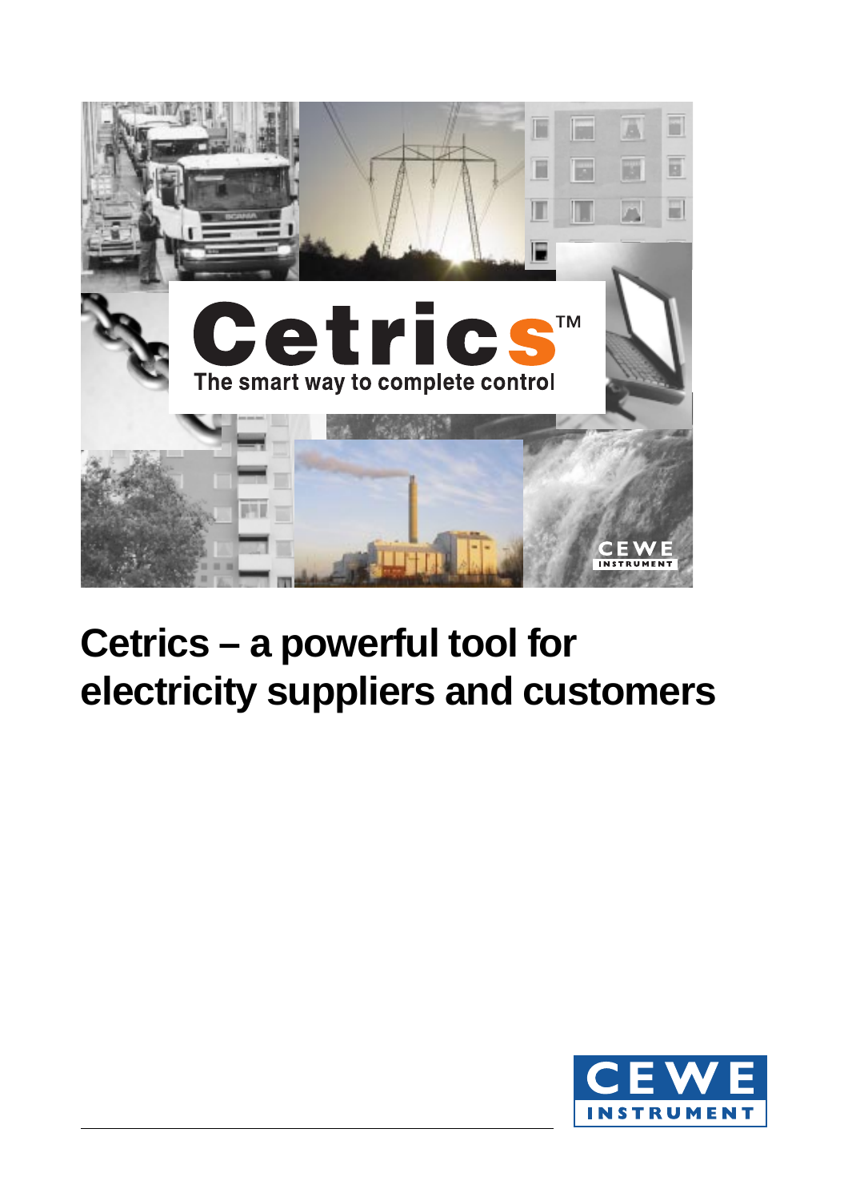# Cetrics™

The smart way to complete control

# Cetrics – a powerful tool for electricity suppliers and customers

CEWE INSTRUMENT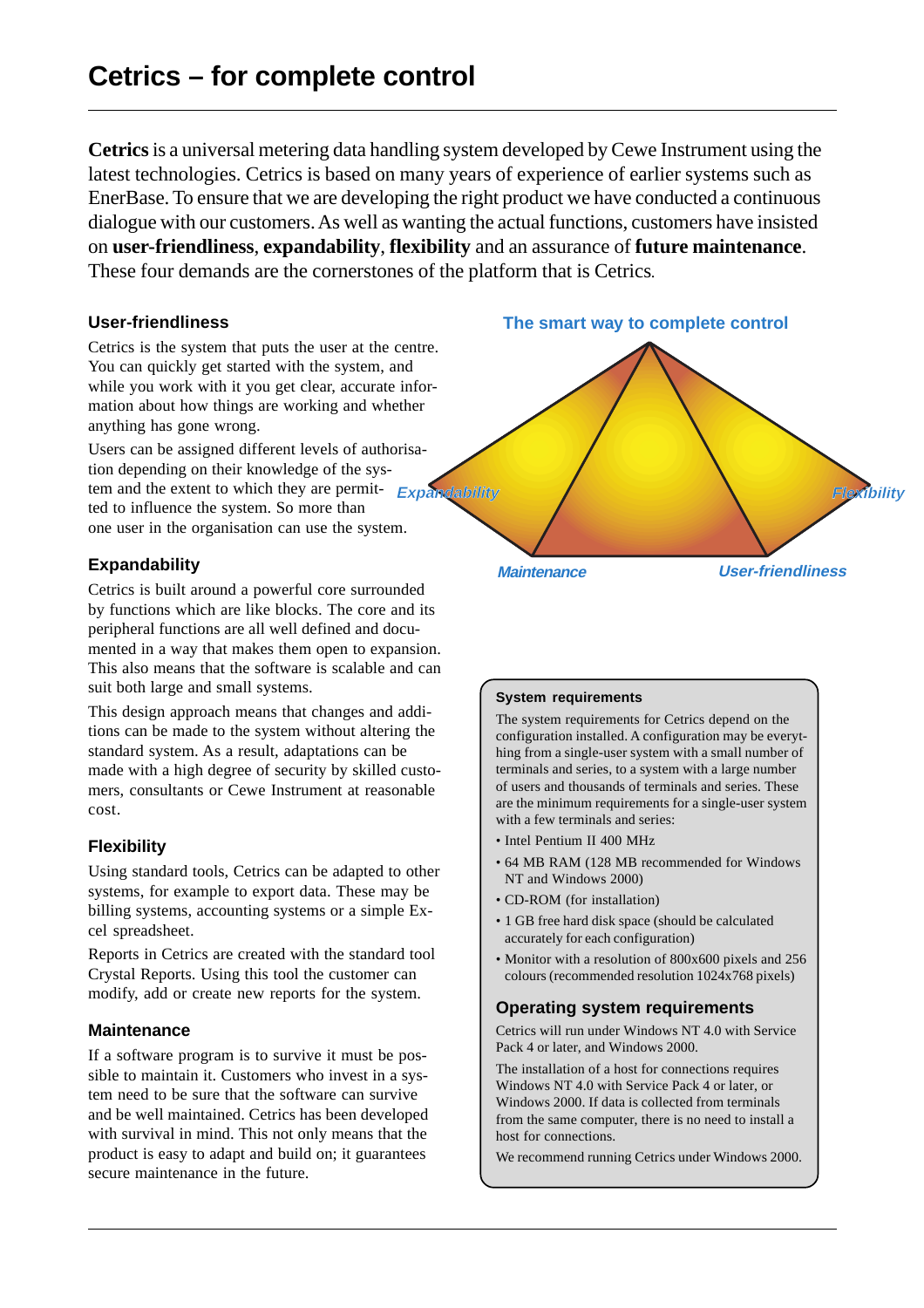# Cetrics – for complete control

**Cetrics** is a universal metering data handling system developed by Cewe Instrument using the latest technologies. Cetrics is based on many years of experience of earlier systems such as EnerBase. To ensure that we are developing the right product we have conducted a continuous dialogue with our customers. As well as wanting the actual functions, customers have insisted on **user-friendliness**, **expandability**, **flexibility** and an assurance of **future maintenance**. These four demands are the cornerstones of the platform that is Cetrics.

### User-friendliness

Cetrics is the system that puts the user at the centre. You can quickly get started with the system, and while you work with it you get clear, accurate information about how things are working and whether anything has gone wrong.

Users can be assigned different levels of authorisation depending on their knowledge of the system and the extent to which they are permitted to influence the system. So more than one user in the organisation can use the system.

### Expandability

Cetrics is built around a powerful core surrounded by functions which are like blocks. The core and its peripheral functions are all well defined and documented in a way that makes them open to expansion. This also means that the software is scalable and can suit both large and small systems.

This design approach means that changes and additions can be made to the system without altering the standard system. As a result, adaptations can be made with a high degree of security by skilled customers, consultants or Cewe Instrument at reasonable cost.

### Flexibility

Using standard tools, Cetrics can be adapted to other systems, for example to export data. These may be billing systems, accounting systems or a simple Excel spreadsheet.

Reports in Cetrics are created with the standard tool Crystal Reports. Using this tool the customer can modify, add or create new reports for the system.

### Maintenance

If a software program is to survive it must be possible to maintain it. Customers who invest in a system need to be sure that the software can survive and be well maintained. Cetrics has been developed with survival in mind. This not only means that the product is easy to adapt and build on; it guarantees secure maintenance in the future.

**The smart way to complete control**

*Expandability* *Flexibility* *Maintenance* *User-friendliness*

### System requirements

The system requirements for Cetrics depend on the configuration installed. A configuration may be everything from a single-user system with a small number of terminals and series, to a system with a large number of users and thousands of terminals and series. These are the minimum requirements for a single-user system with a few terminals and series:

- Intel Pentium II 400 MHz
- 64 MB RAM (128 MB recommended for Windows NT and Windows 2000)
- CD-ROM (for installation)
- 1 GB free hard disk space (should be calculated accurately for each configuration)
- Monitor with a resolution of 800x600 pixels and 256 colours (recommended resolution 1024x768 pixels)

### Operating system requirements

Cetrics will run under Windows NT 4.0 with Service Pack 4 or later, and Windows 2000.

The installation of a host for connections requires Windows NT 4.0 with Service Pack 4 or later, or Windows 2000. If data is collected from terminals from the same computer, there is no need to install a host for connections.

We recommend running Cetrics under Windows 2000.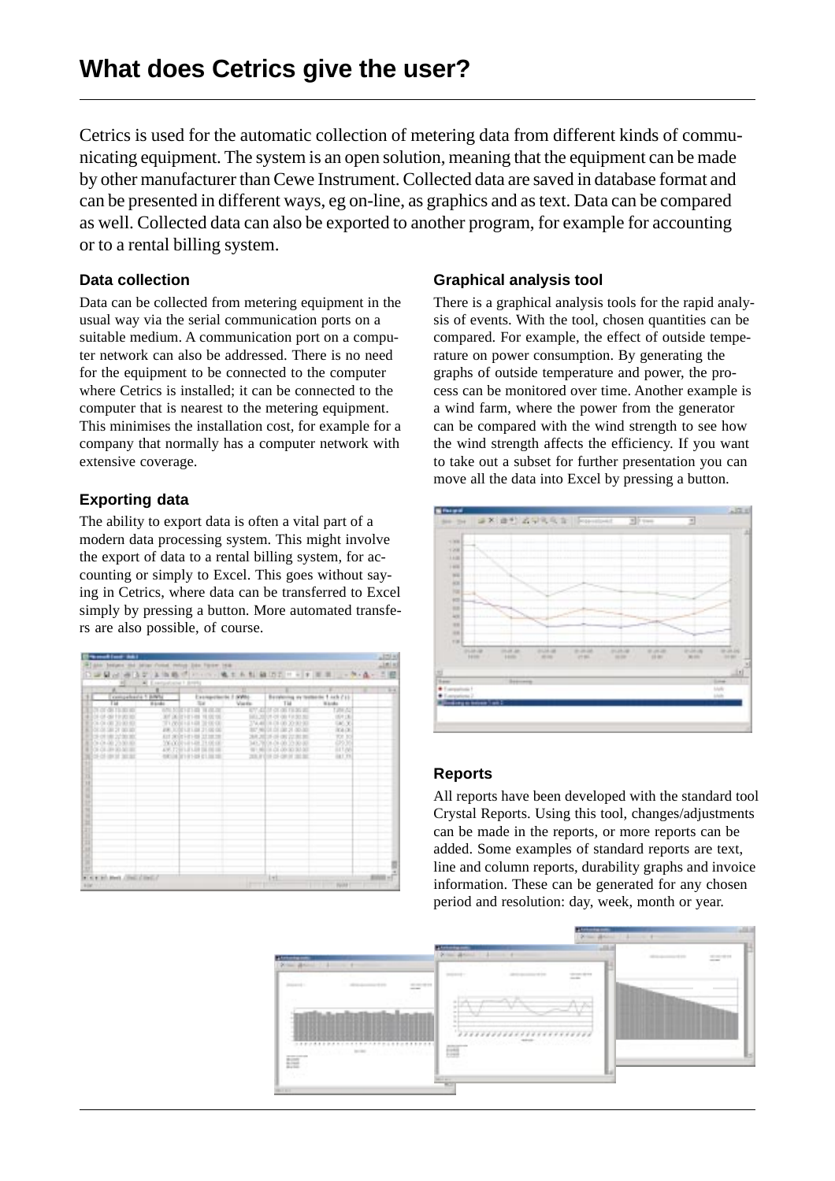# What does Cetrics give the user?

Cetrics is used for the automatic collection of metering data from different kinds of communicating equipment. The system is an open solution, meaning that the equipment can be made by other manufacturer than Cewe Instrument. Collected data are saved in database format and can be presented in different ways, eg on-line, as graphics and as text. Data can be compared as well. Collected data can also be exported to another program, for example for accounting or to a rental billing system.

### Data collection

Data can be collected from metering equipment in the usual way via the serial communication ports on a suitable medium. A communication port on a computer network can also be addressed. There is no need for the equipment to be connected to the computer where Cetrics is installed; it can be connected to the computer that is nearest to the metering equipment. This minimises the installation cost, for example for a company that normally has a computer network with extensive coverage.

### Exporting data

The ability to export data is often a vital part of a modern data processing system. This might involve the export of data to a rental billing system, for accounting or simply to Excel. This goes without saying in Cetrics, where data can be transferred to Excel simply by pressing a button. More automated transfers are also possible, of course.

### Graphical analysis tool

There is a graphical analysis tools for the rapid analysis of events. With the tool, chosen quantities can be compared. For example, the effect of outside temperature on power consumption. By generating the graphs of outside temperature and power, the process can be monitored over time. Another example is a wind farm, where the power from the generator can be compared with the wind strength to see how the wind strength affects the efficiency. If you want to take out a subset for further presentation you can move all the data into Excel by pressing a button.

### Reports

All reports have been developed with the standard tool Crystal Reports. Using this tool, changes/adjustments can be made in the reports, or more reports can be added. Some examples of standard reports are text, line and column reports, durability graphs and invoice information. These can be generated for any chosen period and resolution: day, week, month or year.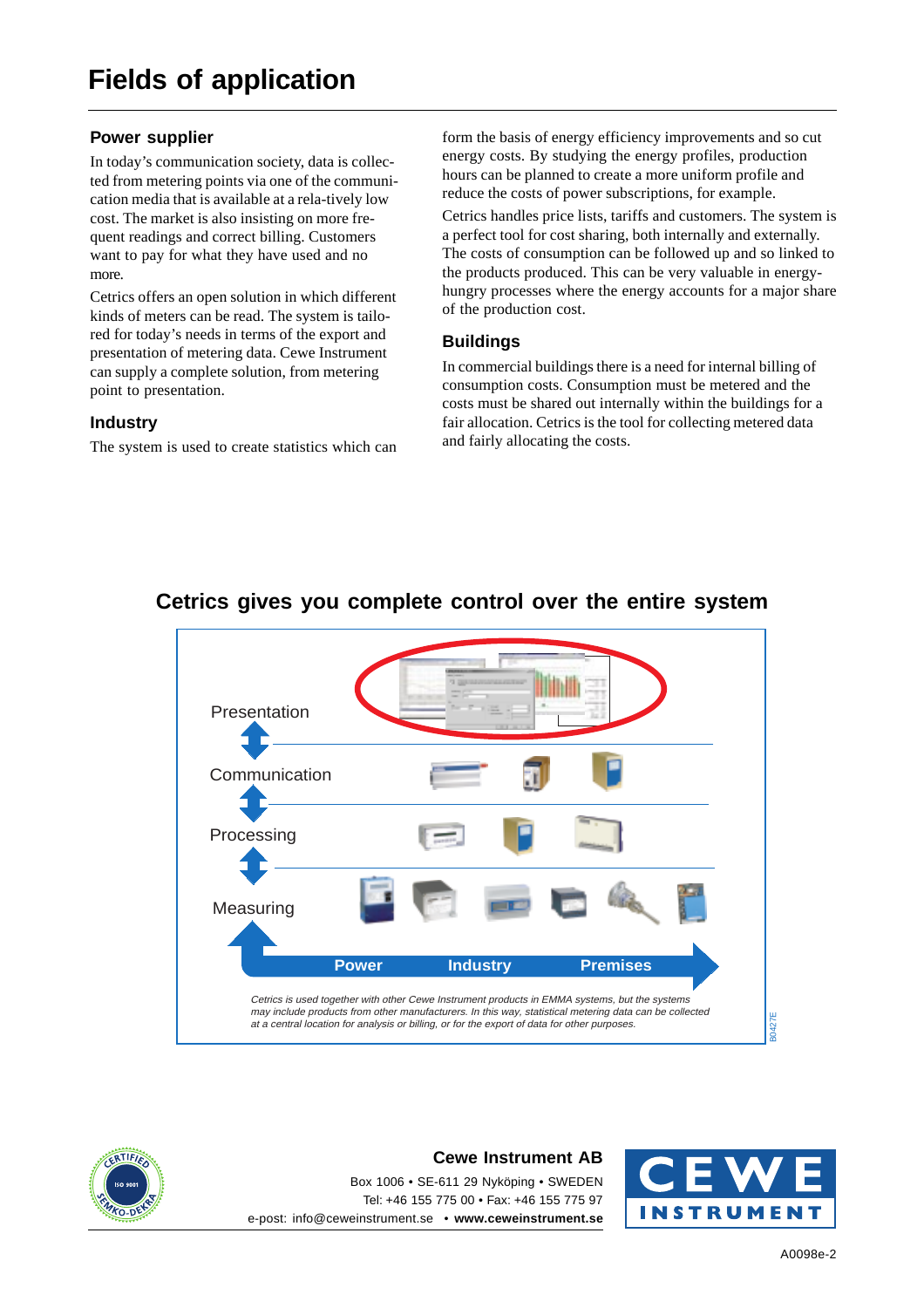# Fields of application

## Power supplier

In today's communication society, data is collected from metering points via one of the communication media that is available at a relatively low cost. The market is also insisting on more frequent readings and correct billing. Customers want to pay for what they have used and no more.

Cetrics offers an open solution in which different kinds of meters can be read. The system is tailored for today's needs in terms of the export and presentation of metering data. Cewe Instrument can supply a complete solution, from metering point to presentation.

## Industry

The system is used to create statistics which can form the basis of energy efficiency improvements and so cut energy costs. By studying the energy profiles, production hours can be planned to create a more uniform profile and reduce the costs of power subscriptions, for example.

Cetrics handles price lists, tariffs and customers. The system is a perfect tool for cost sharing, both internally and externally. The costs of consumption can be followed up and so linked to the products produced. This can be very valuable in energy-hungry processes where the energy accounts for a major share of the production cost.

## Buildings

In commercial buildings there is a need for internal billing of consumption costs. Consumption must be metered and the costs must be shared out internally within the buildings for a fair allocation. Cetrics is the tool for collecting metered data and fairly allocating the costs.

## Cetrics gives you complete control over the entire system

Presentation

Communication

Processing

Measuring

Power

Industry

Premises

*Cetrics is used together with other Cewe Instrument products in EMMA systems, but the systems may include products from other manufacturers. In this way, statistical metering data can be collected at a central location for analysis or billing, or for the export of data for other purposes.*

B0427E

**Cewe Instrument AB**

Box 1006 • SE-611 29 Nyköping • SWEDEN

Tel: +46 155 775 00 • Fax: +46 155 775 97

e-post: info@ceweinstrument.se • **www.ceweinstrument.se**

A0098e-2